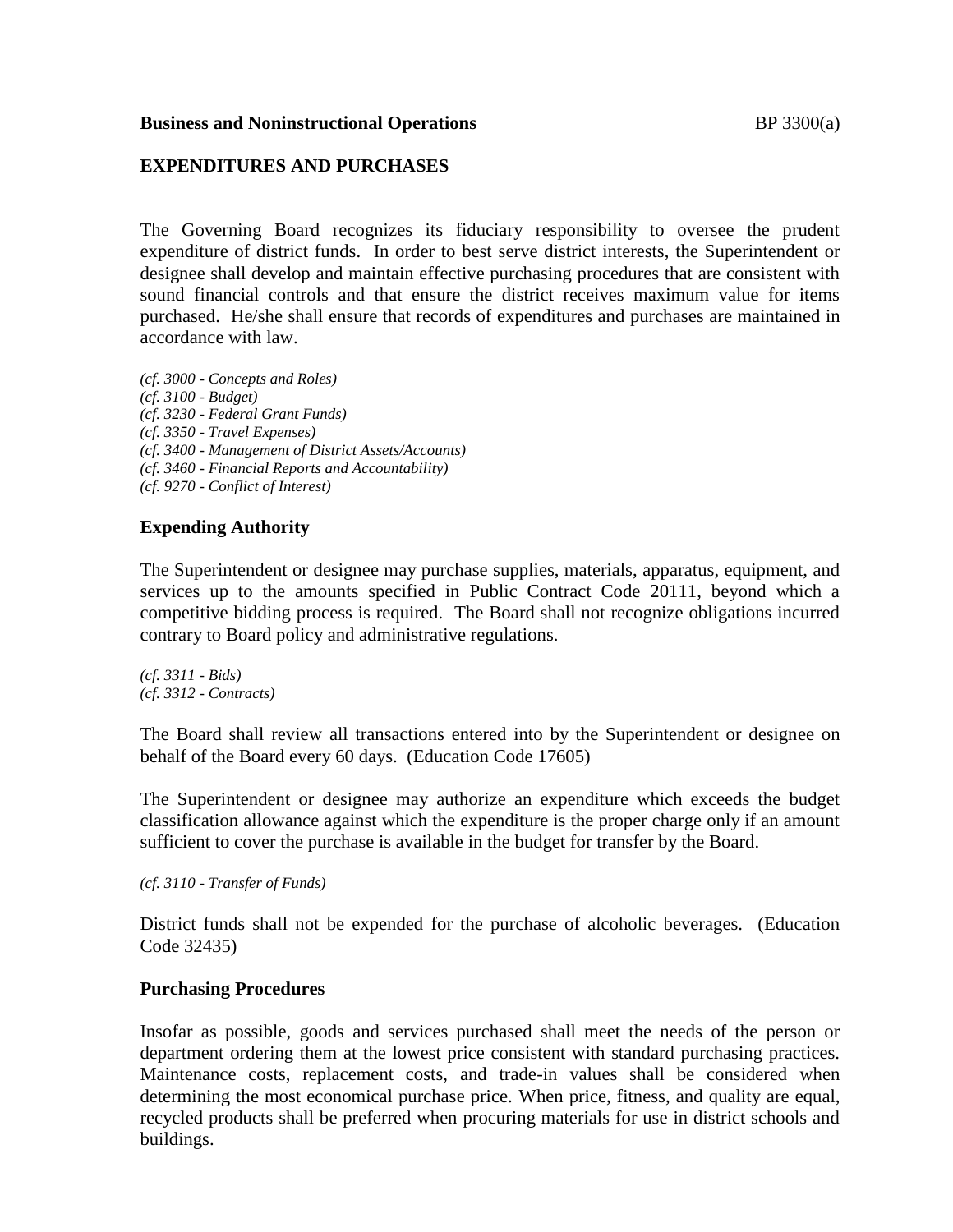**Business and Noninstructional Operations** BP 3300(a)

# EXPENDITURES AND PURCHASES

The Governing Board recognizes its fiduciary responsibility to oversee the prudent expenditure of district funds. In order to best serve district interests, the Superintendent or designee shall develop and maintain effective purchasing procedures that are consistent with sound financial controls and that ensure the district receives maximum value for items purchased. He/she shall ensure that records of expenditures and purchases are maintained in accordance with law.

*(cf. 3000 - Concepts and Roles)*
*(cf. 3100 - Budget)*
*(cf. 3230 - Federal Grant Funds)*
*(cf. 3350 - Travel Expenses)*
*(cf. 3400 - Management of District Assets/Accounts)*
*(cf. 3460 - Financial Reports and Accountability)*
*(cf. 9270 - Conflict of Interest)*

## Expending Authority

The Superintendent or designee may purchase supplies, materials, apparatus, equipment, and services up to the amounts specified in Public Contract Code 20111, beyond which a competitive bidding process is required. The Board shall not recognize obligations incurred contrary to Board policy and administrative regulations.

*(cf. 3311 - Bids)*
*(cf. 3312 - Contracts)*

The Board shall review all transactions entered into by the Superintendent or designee on behalf of the Board every 60 days. (Education Code 17605)

The Superintendent or designee may authorize an expenditure which exceeds the budget classification allowance against which the expenditure is the proper charge only if an amount sufficient to cover the purchase is available in the budget for transfer by the Board.

*(cf. 3110 - Transfer of Funds)*

District funds shall not be expended for the purchase of alcoholic beverages. (Education Code 32435)

## Purchasing Procedures

Insofar as possible, goods and services purchased shall meet the needs of the person or department ordering them at the lowest price consistent with standard purchasing practices. Maintenance costs, replacement costs, and trade-in values shall be considered when determining the most economical purchase price. When price, fitness, and quality are equal, recycled products shall be preferred when procuring materials for use in district schools and buildings.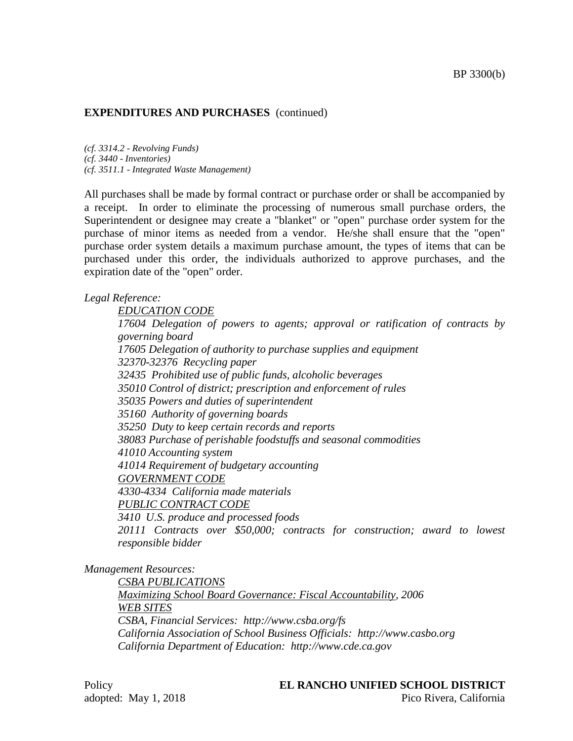**EXPENDITURES AND PURCHASES** (continued)

*(cf. 3314.2 - Revolving Funds)*
*(cf. 3440 - Inventories)*
*(cf. 3511.1 - Integrated Waste Management)*

All purchases shall be made by formal contract or purchase order or shall be accompanied by a receipt. In order to eliminate the processing of numerous small purchase orders, the Superintendent or designee may create a "blanket" or "open" purchase order system for the purchase of minor items as needed from a vendor. He/she shall ensure that the "open" purchase order system details a maximum purchase amount, the types of items that can be purchased under this order, the individuals authorized to approve purchases, and the expiration date of the "open" order.

*Legal Reference:*

*EDUCATION CODE*
*17604 Delegation of powers to agents; approval or ratification of contracts by governing board*
*17605 Delegation of authority to purchase supplies and equipment*
*32370-32376 Recycling paper*
*32435 Prohibited use of public funds, alcoholic beverages*
*35010 Control of district; prescription and enforcement of rules*
*35035 Powers and duties of superintendent*
*35160 Authority of governing boards*
*35250 Duty to keep certain records and reports*
*38083 Purchase of perishable foodstuffs and seasonal commodities*
*41010 Accounting system*
*41014 Requirement of budgetary accounting*
*GOVERNMENT CODE*
*4330-4334 California made materials*
*PUBLIC CONTRACT CODE*
*3410 U.S. produce and processed foods*
*20111 Contracts over $50,000; contracts for construction; award to lowest responsible bidder*

*Management Resources:*

*CSBA PUBLICATIONS*
*Maximizing School Board Governance: Fiscal Accountability, 2006*
*WEB SITES*
*CSBA, Financial Services: http://www.csba.org/fs*
*California Association of School Business Officials: http://www.casbo.org*
*California Department of Education: http://www.cde.ca.gov*

Policy
adopted: May 1, 2018

**EL RANCHO UNIFIED SCHOOL DISTRICT**
Pico Rivera, California